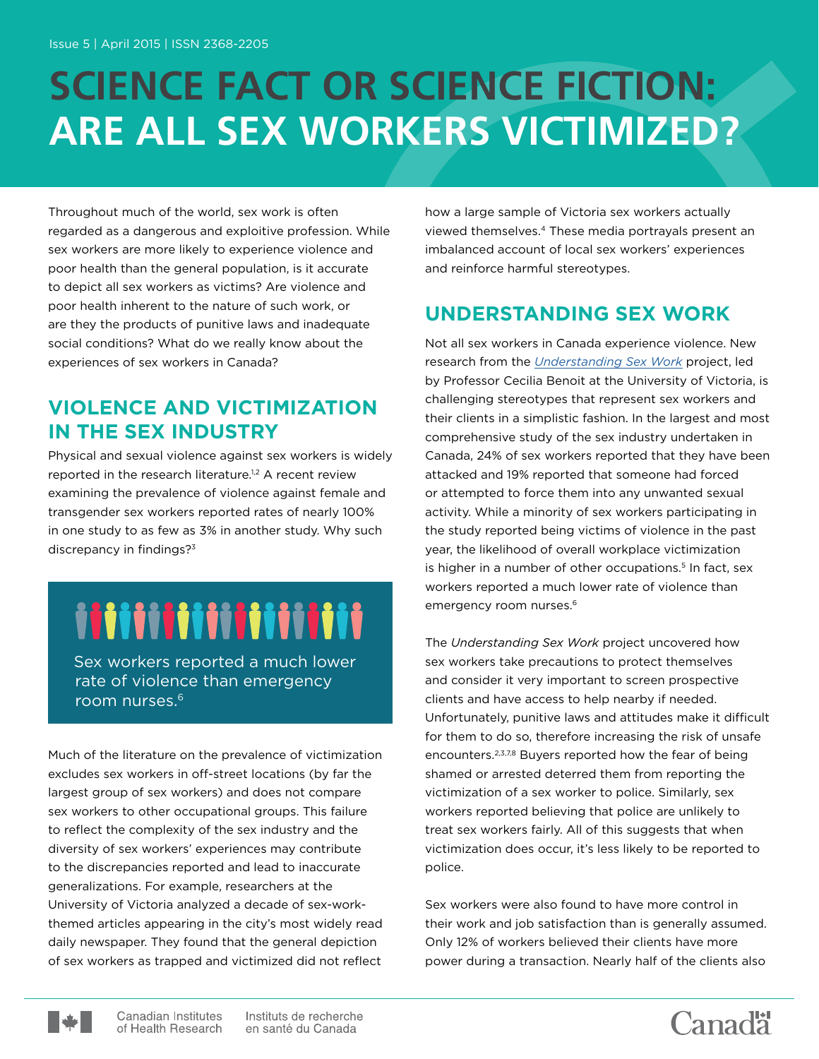Issue 5 | April 2015 | ISSN 2368-2205

# SCIENCE FACT OR SCIENCE FICTION: ARE ALL SEX WORKERS VICTIMIZED?

Throughout much of the world, sex work is often regarded as a dangerous and exploitive profession. While sex workers are more likely to experience violence and poor health than the general population, is it accurate to depict all sex workers as victims? Are violence and poor health inherent to the nature of such work, or are they the products of punitive laws and inadequate social conditions? What do we really know about the experiences of sex workers in Canada?

## VIOLENCE AND VICTIMIZATION IN THE SEX INDUSTRY

Physical and sexual violence against sex workers is widely reported in the research literature.[1,2] A recent review examining the prevalence of violence against female and transgender sex workers reported rates of nearly 100% in one study to as few as 3% in another study. Why such discrepancy in findings?[3]

> Sex workers reported a much lower rate of violence than emergency room nurses.[6]

Much of the literature on the prevalence of victimization excludes sex workers in off-street locations (by far the largest group of sex workers) and does not compare sex workers to other occupational groups. This failure to reflect the complexity of the sex industry and the diversity of sex workers' experiences may contribute to the discrepancies reported and lead to inaccurate generalizations. For example, researchers at the University of Victoria analyzed a decade of sex-work-themed articles appearing in the city's most widely read daily newspaper. They found that the general depiction of sex workers as trapped and victimized did not reflect how a large sample of Victoria sex workers actually viewed themselves.[4] These media portrayals present an imbalanced account of local sex workers' experiences and reinforce harmful stereotypes.

## UNDERSTANDING SEX WORK

Not all sex workers in Canada experience violence. New research from the *Understanding Sex Work* project, led by Professor Cecilia Benoit at the University of Victoria, is challenging stereotypes that represent sex workers and their clients in a simplistic fashion. In the largest and most comprehensive study of the sex industry undertaken in Canada, 24% of sex workers reported that they have been attacked and 19% reported that someone had forced or attempted to force them into any unwanted sexual activity. While a minority of sex workers participating in the study reported being victims of violence in the past year, the likelihood of overall workplace victimization is higher in a number of other occupations.[5] In fact, sex workers reported a much lower rate of violence than emergency room nurses.[6]

The *Understanding Sex Work* project uncovered how sex workers take precautions to protect themselves and consider it very important to screen prospective clients and have access to help nearby if needed. Unfortunately, punitive laws and attitudes make it difficult for them to do so, therefore increasing the risk of unsafe encounters.[2,3,7,8] Buyers reported how the fear of being shamed or arrested deterred them from reporting the victimization of a sex worker to police. Similarly, sex workers reported believing that police are unlikely to treat sex workers fairly. All of this suggests that when victimization does occur, it's less likely to be reported to police.

Sex workers were also found to have more control in their work and job satisfaction than is generally assumed. Only 12% of workers believed their clients have more power during a transaction. Nearly half of the clients also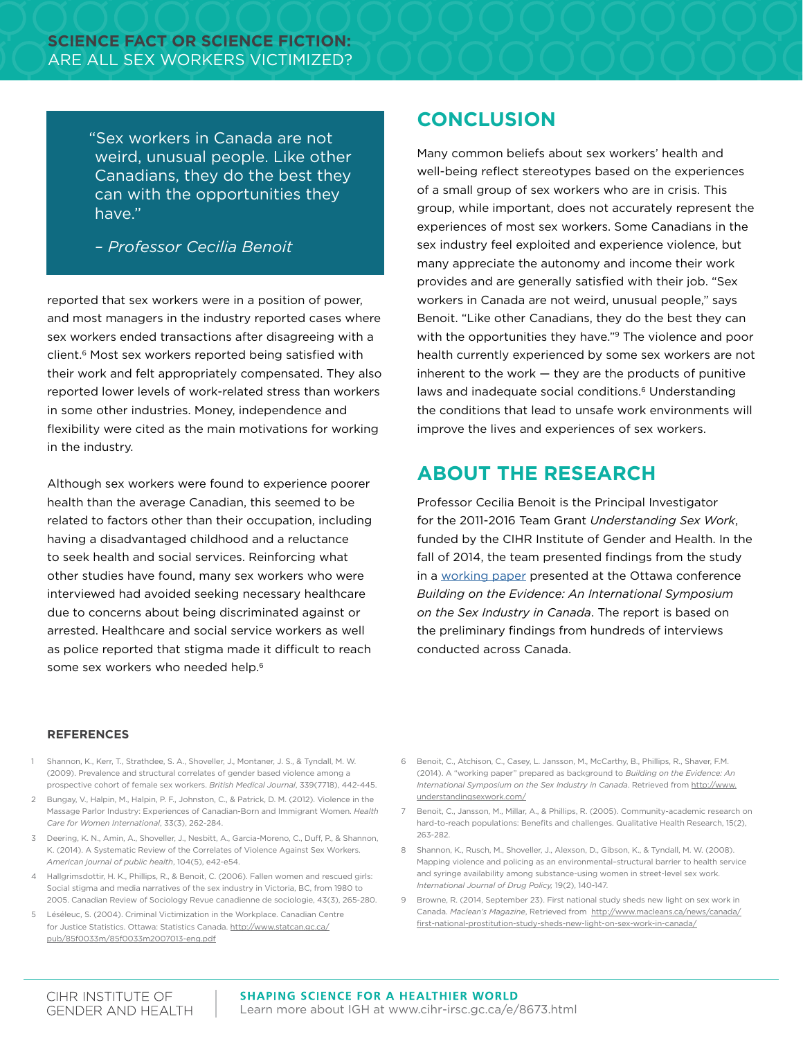"Sex workers in Canada are not weird, unusual people. Like other Canadians, they do the best they can with the opportunities they have."

*– Professor Cecilia Benoit*

reported that sex workers were in a position of power, and most managers in the industry reported cases where sex workers ended transactions after disagreeing with a client.[6] Most sex workers reported being satisfied with their work and felt appropriately compensated. They also reported lower levels of work-related stress than workers in some other industries. Money, independence and flexibility were cited as the main motivations for working in the industry.

Although sex workers were found to experience poorer health than the average Canadian, this seemed to be related to factors other than their occupation, including having a disadvantaged childhood and a reluctance to seek health and social services. Reinforcing what other studies have found, many sex workers who were interviewed had avoided seeking necessary healthcare due to concerns about being discriminated against or arrested. Healthcare and social service workers as well as police reported that stigma made it difficult to reach some sex workers who needed help.[6]

## CONCLUSION

Many common beliefs about sex workers' health and well-being reflect stereotypes based on the experiences of a small group of sex workers who are in crisis. This group, while important, does not accurately represent the experiences of most sex workers. Some Canadians in the sex industry feel exploited and experience violence, but many appreciate the autonomy and income their work provides and are generally satisfied with their job. "Sex workers in Canada are not weird, unusual people," says Benoit. "Like other Canadians, they do the best they can with the opportunities they have."[9] The violence and poor health currently experienced by some sex workers are not inherent to the work — they are the products of punitive laws and inadequate social conditions.[6] Understanding the conditions that lead to unsafe work environments will improve the lives and experiences of sex workers.

## ABOUT THE RESEARCH

Professor Cecilia Benoit is the Principal Investigator for the 2011-2016 Team Grant *Understanding Sex Work*, funded by the CIHR Institute of Gender and Health. In the fall of 2014, the team presented findings from the study in a working paper presented at the Ottawa conference *Building on the Evidence: An International Symposium on the Sex Industry in Canada*. The report is based on the preliminary findings from hundreds of interviews conducted across Canada.

### REFERENCES

1. Shannon, K., Kerr, T., Strathdee, S. A., Shoveller, J., Montaner, J. S., & Tyndall, M. W. (2009). Prevalence and structural correlates of gender based violence among a prospective cohort of female sex workers. *British Medical Journal*, 339(7718), 442-445.
2. Bungay, V., Halpin, M., Halpin, P. F., Johnston, C., & Patrick, D. M. (2012). Violence in the Massage Parlor Industry: Experiences of Canadian-Born and Immigrant Women. *Health Care for Women International*, 33(3), 262-284.
3. Deering, K. N., Amin, A., Shoveller, J., Nesbitt, A., Garcia-Moreno, C., Duff, P., & Shannon, K. (2014). A Systematic Review of the Correlates of Violence Against Sex Workers. *American journal of public health*, 104(5), e42-e54.
4. Hallgrimsdottir, H. K., Phillips, R., & Benoit, C. (2006). Fallen women and rescued girls: Social stigma and media narratives of the sex industry in Victoria, BC, from 1980 to 2005. Canadian Review of Sociology Revue canadienne de sociologie, 43(3), 265-280.
5. Léséleuc, S. (2004). Criminal Victimization in the Workplace. Canadian Centre for Justice Statistics. Ottawa: Statistics Canada. http://www.statcan.gc.ca/pub/85f0033m/85f0033m2007013-eng.pdf
6. Benoit, C., Atchison, C., Casey, L. Jansson, M., McCarthy, B., Phillips, R., Shaver, F.M. (2014). A "working paper" prepared as background to *Building on the Evidence: An International Symposium on the Sex Industry in Canada*. Retrieved from http://www.understandingsexwork.com/
7. Benoit, C., Jansson, M., Millar, A., & Phillips, R. (2005). Community-academic research on hard-to-reach populations: Benefits and challenges. Qualitative Health Research, 15(2), 263-282.
8. Shannon, K., Rusch, M., Shoveller, J., Alexson, D., Gibson, K., & Tyndall, M. W. (2008). Mapping violence and policing as an environmental–structural barrier to health service and syringe availability among substance-using women in street-level sex work. *International Journal of Drug Policy*, 19(2), 140-147.
9. Browne, R. (2014, September 23). First national study sheds new light on sex work in Canada. *Maclean's Magazine*, Retrieved from http://www.macleans.ca/news/canada/first-national-prostitution-study-sheds-new-light-on-sex-work-in-canada/

CIHR INSTITUTE OF GENDER AND HEALTH

**SHAPING SCIENCE FOR A HEALTHIER WORLD**
Learn more about IGH at www.cihr-irsc.gc.ca/e/8673.html